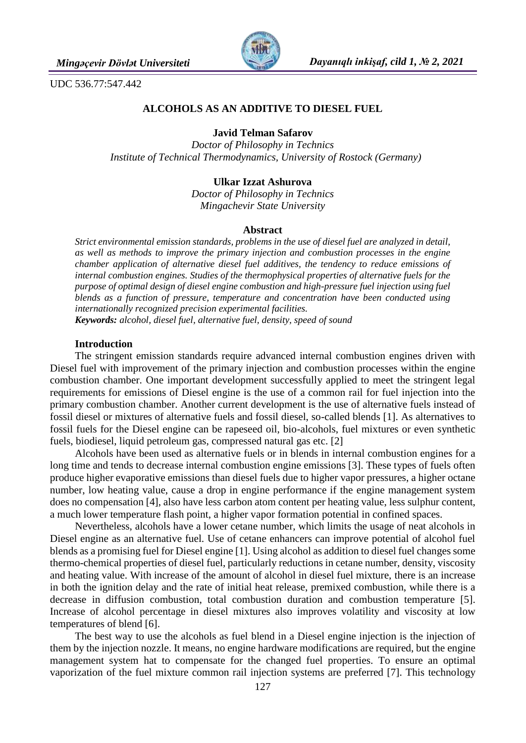UDC 536.77:547.442

# ALCOHOLS AS AN ADDITIVE TO DIESEL FUEL

**Javid Telman Safarov**

*Doctor of Philosophy in Technics*
*Institute of Technical Thermodynamics, University of Rostock (Germany)*

**Ulkar Izzat Ashurova**

*Doctor of Philosophy in Technics*
*Mingachevir State University*

## Abstract

*Strict environmental emission standards, problems in the use of diesel fuel are analyzed in detail, as well as methods to improve the primary injection and combustion processes in the engine chamber application of alternative diesel fuel additives, the tendency to reduce emissions of internal combustion engines. Studies of the thermophysical properties of alternative fuels for the purpose of optimal design of diesel engine combustion and high-pressure fuel injection using fuel blends as a function of pressure, temperature and concentration have been conducted using internationally recognized precision experimental facilities.*

***Keywords:*** *alcohol, diesel fuel, alternative fuel, density, speed of sound*

## Introduction

The stringent emission standards require advanced internal combustion engines driven with Diesel fuel with improvement of the primary injection and combustion processes within the engine combustion chamber. One important development successfully applied to meet the stringent legal requirements for emissions of Diesel engine is the use of a common rail for fuel injection into the primary combustion chamber. Another current development is the use of alternative fuels instead of fossil diesel or mixtures of alternative fuels and fossil diesel, so-called blends [1]. As alternatives to fossil fuels for the Diesel engine can be rapeseed oil, bio-alcohols, fuel mixtures or even synthetic fuels, biodiesel, liquid petroleum gas, compressed natural gas etc. [2]

Alcohols have been used as alternative fuels or in blends in internal combustion engines for a long time and tends to decrease internal combustion engine emissions [3]. These types of fuels often produce higher evaporative emissions than diesel fuels due to higher vapor pressures, a higher octane number, low heating value, cause a drop in engine performance if the engine management system does no compensation [4], also have less carbon atom content per heating value, less sulphur content, a much lower temperature flash point, a higher vapor formation potential in confined spaces.

Nevertheless, alcohols have a lower cetane number, which limits the usage of neat alcohols in Diesel engine as an alternative fuel. Use of cetane enhancers can improve potential of alcohol fuel blends as a promising fuel for Diesel engine [1]. Using alcohol as addition to diesel fuel changes some thermo-chemical properties of diesel fuel, particularly reductions in cetane number, density, viscosity and heating value. With increase of the amount of alcohol in diesel fuel mixture, there is an increase in both the ignition delay and the rate of initial heat release, premixed combustion, while there is a decrease in diffusion combustion, total combustion duration and combustion temperature [5]. Increase of alcohol percentage in diesel mixtures also improves volatility and viscosity at low temperatures of blend [6].

The best way to use the alcohols as fuel blend in a Diesel engine injection is the injection of them by the injection nozzle. It means, no engine hardware modifications are required, but the engine management system hat to compensate for the changed fuel properties. To ensure an optimal vaporization of the fuel mixture common rail injection systems are preferred [7]. This technology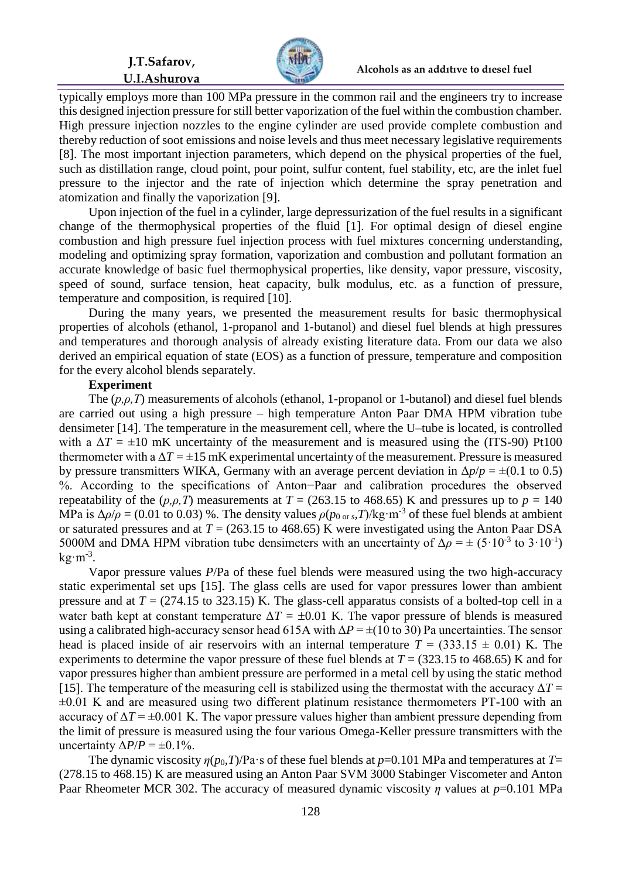typically employs more than 100 MPa pressure in the common rail and the engineers try to increase this designed injection pressure for still better vaporization of the fuel within the combustion chamber. High pressure injection nozzles to the engine cylinder are used provide complete combustion and thereby reduction of soot emissions and noise levels and thus meet necessary legislative requirements [8]. The most important injection parameters, which depend on the physical properties of the fuel, such as distillation range, cloud point, pour point, sulfur content, fuel stability, etc, are the inlet fuel pressure to the injector and the rate of injection which determine the spray penetration and atomization and finally the vaporization [9].

Upon injection of the fuel in a cylinder, large depressurization of the fuel results in a significant change of the thermophysical properties of the fluid [1]. For optimal design of diesel engine combustion and high pressure fuel injection process with fuel mixtures concerning understanding, modeling and optimizing spray formation, vaporization and combustion and pollutant formation an accurate knowledge of basic fuel thermophysical properties, like density, vapor pressure, viscosity, speed of sound, surface tension, heat capacity, bulk modulus, etc. as a function of pressure, temperature and composition, is required [10].

During the many years, we presented the measurement results for basic thermophysical properties of alcohols (ethanol, 1-propanol and 1-butanol) and diesel fuel blends at high pressures and temperatures and thorough analysis of already existing literature data. From our data we also derived an empirical equation of state (EOS) as a function of pressure, temperature and composition for the every alcohol blends separately.

**Experiment**

The $(p,\rho,T)$ measurements of alcohols (ethanol, 1-propanol or 1-butanol) and diesel fuel blends are carried out using a high pressure – high temperature Anton Paar DMA HPM vibration tube densimeter [14]. The temperature in the measurement cell, where the U–tube is located, is controlled with a $\Delta T = \pm 10$ mK uncertainty of the measurement and is measured using the (ITS-90) Pt100 thermometer with a $\Delta T = \pm 15$ mK experimental uncertainty of the measurement. Pressure is measured by pressure transmitters WIKA, Germany with an average percent deviation in $\Delta p/p = \pm(0.1$ to $0.5)$ %. According to the specifications of Anton−Paar and calibration procedures the observed repeatability of the $(p,\rho,T)$ measurements at $T = (263.15$ to $468.65)$ K and pressures up to $p = 140$ MPa is $\Delta\rho/\rho = (0.01$ to $0.03)$ %. The density values $\rho(p_{0 \text{ or } s},T)$/kg·m$^{-3}$ of these fuel blends at ambient or saturated pressures and at $T = (263.15$ to $468.65)$ K were investigated using the Anton Paar DSA 5000M and DMA HPM vibration tube densimeters with an uncertainty of $\Delta\rho = \pm(5\cdot10^{-3}$ to $3\cdot10^{-1})$ kg·m$^{-3}$.

Vapor pressure values $P$/Pa of these fuel blends were measured using the two high-accuracy static experimental set ups [15]. The glass cells are used for vapor pressures lower than ambient pressure and at $T = (274.15$ to $323.15)$ K. The glass-cell apparatus consists of a bolted-top cell in a water bath kept at constant temperature $\Delta T = \pm 0.01$ K. The vapor pressure of blends is measured using a calibrated high-accuracy sensor head 615A with $\Delta P = \pm(10$ to $30)$ Pa uncertainties. The sensor head is placed inside of air reservoirs with an internal temperature $T = (333.15 \pm 0.01)$ K. The experiments to determine the vapor pressure of these fuel blends at $T = (323.15$ to $468.65)$ K and for vapor pressures higher than ambient pressure are performed in a metal cell by using the static method [15]. The temperature of the measuring cell is stabilized using the thermostat with the accuracy $\Delta T = \pm 0.01$ K and are measured using two different platinum resistance thermometers PT-100 with an accuracy of $\Delta T = \pm 0.001$ K. The vapor pressure values higher than ambient pressure depending from the limit of pressure is measured using the four various Omega-Keller pressure transmitters with the uncertainty $\Delta P/P = \pm 0.1\%$.

The dynamic viscosity $\eta(p_0,T)$/Pa·s of these fuel blends at $p$=0.101 MPa and temperatures at $T$= (278.15 to 468.15) K are measured using an Anton Paar SVM 3000 Stabinger Viscometer and Anton Paar Rheometer MCR 302. The accuracy of measured dynamic viscosity $\eta$ values at $p$=0.101 MPa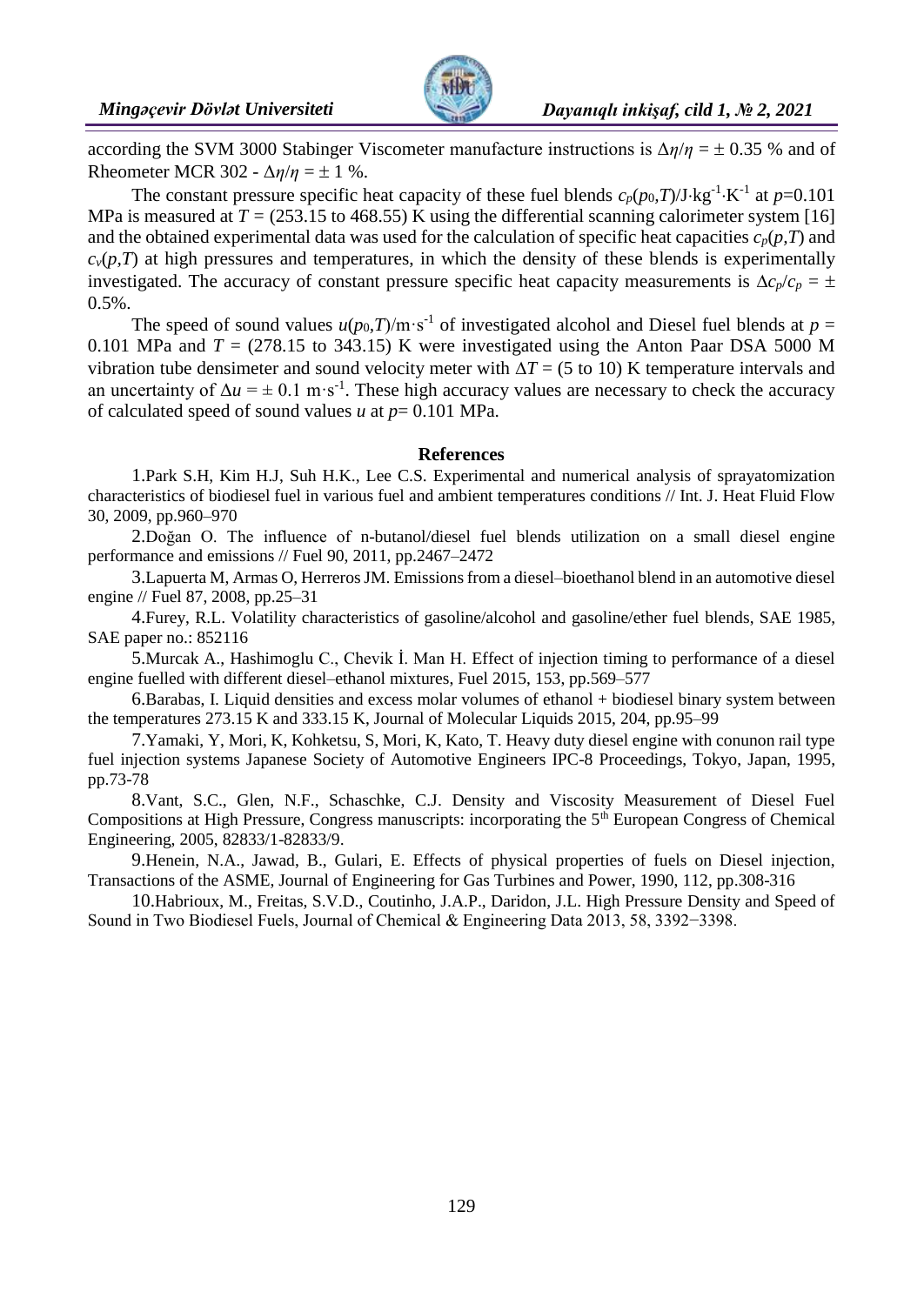according the SVM 3000 Stabinger Viscometer manufacture instructions is $\Delta\eta/\eta = \pm$ 0.35 % and of Rheometer MCR 302 - $\Delta\eta/\eta = \pm$ 1 %.

The constant pressure specific heat capacity of these fuel blends $c_p(p_0,T)$/J·kg$^{-1}$·K$^{-1}$ at $p$=0.101 MPa is measured at $T$ = (253.15 to 468.55) K using the differential scanning calorimeter system [16] and the obtained experimental data was used for the calculation of specific heat capacities $c_p(p,T)$ and $c_v(p,T)$ at high pressures and temperatures, in which the density of these blends is experimentally investigated. The accuracy of constant pressure specific heat capacity measurements is $\Delta c_p/c_p = \pm$ 0.5%.

The speed of sound values $u(p_0,T)$/m·s$^{-1}$ of investigated alcohol and Diesel fuel blends at $p$ = 0.101 MPa and $T$ = (278.15 to 343.15) K were investigated using the Anton Paar DSA 5000 M vibration tube densimeter and sound velocity meter with $\Delta T$ = (5 to 10) K temperature intervals and an uncertainty of $\Delta u = \pm$ 0.1 m·s$^{-1}$. These high accuracy values are necessary to check the accuracy of calculated speed of sound values $u$ at $p$= 0.101 MPa.

## References

1. Park S.H, Kim H.J, Suh H.K., Lee C.S. Experimental and numerical analysis of sprayatomization characteristics of biodiesel fuel in various fuel and ambient temperatures conditions // Int. J. Heat Fluid Flow 30, 2009, pp.960–970

2. Doğan O. The influence of n-butanol/diesel fuel blends utilization on a small diesel engine performance and emissions // Fuel 90, 2011, pp.2467–2472

3. Lapuerta M, Armas O, Herreros JM. Emissions from a diesel–bioethanol blend in an automotive diesel engine // Fuel 87, 2008, pp.25–31

4. Furey, R.L. Volatility characteristics of gasoline/alcohol and gasoline/ether fuel blends, SAE 1985, SAE paper no.: 852116

5. Murcak A., Hashimoglu C., Chevik İ. Man H. Effect of injection timing to performance of a diesel engine fuelled with different diesel–ethanol mixtures, Fuel 2015, 153, pp.569–577

6. Barabas, I. Liquid densities and excess molar volumes of ethanol + biodiesel binary system between the temperatures 273.15 K and 333.15 K, Journal of Molecular Liquids 2015, 204, pp.95–99

7. Yamaki, Y, Mori, K, Kohketsu, S, Mori, K, Kato, T. Heavy duty diesel engine with conunon rail type fuel injection systems Japanese Society of Automotive Engineers IPC-8 Proceedings, Tokyo, Japan, 1995, pp.73-78

8. Vant, S.C., Glen, N.F., Schaschke, C.J. Density and Viscosity Measurement of Diesel Fuel Compositions at High Pressure, Congress manuscripts: incorporating the 5th European Congress of Chemical Engineering, 2005, 82833/1-82833/9.

9. Henein, N.A., Jawad, B., Gulari, E. Effects of physical properties of fuels on Diesel injection, Transactions of the ASME, Journal of Engineering for Gas Turbines and Power, 1990, 112, pp.308-316

10. Habrioux, M., Freitas, S.V.D., Coutinho, J.A.P., Daridon, J.L. High Pressure Density and Speed of Sound in Two Biodiesel Fuels, Journal of Chemical & Engineering Data 2013, 58, 3392−3398.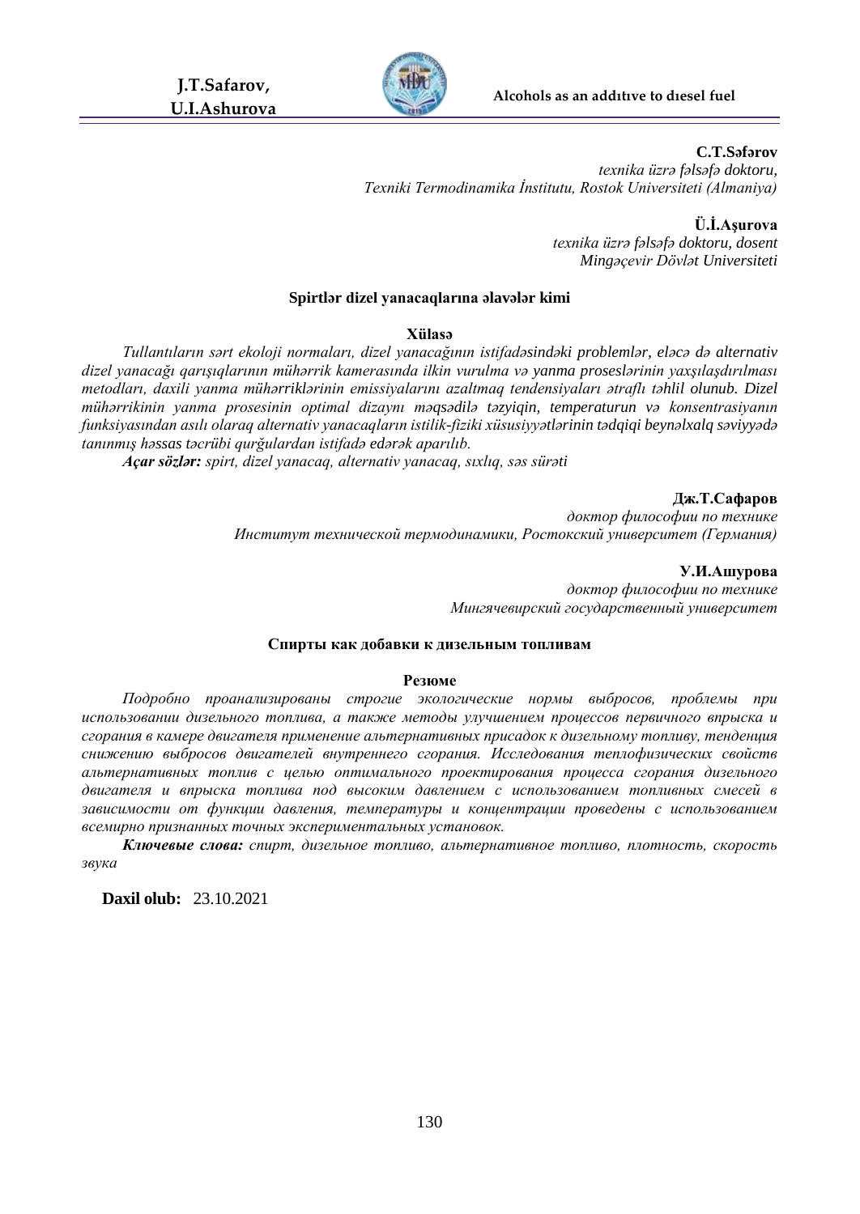**C.T.Səfərov**
*texnika üzrə fəlsəfə doktoru,*
*Texniki Termodinamika İnstitutu, Rostok Universiteti (Almaniya)*

**Ü.İ.Aşurova**
*texnika üzrə fəlsəfə doktoru, dosent*
*Mingəçevir Dövlət Universiteti*

### Spirtlər dizel yanacaqlarına əlavələr kimi

**Xülasə**

*Tullantıların sərt ekoloji normaları, dizel yanacağının istifadəsindəki problemlər, eləcə də alternativ dizel yanacağı qarışıqlarının mühərrik kamerasında ilkin vurulma və yanma proseslərinin yaxşılaşdırılması metodları, daxili yanma mühərriklərinin emissiyalarını azaltmaq tendensiyaları ətraflı təhlil olunub. Dizel mühərrikinin yanma prosesinin optimal dizaynı məqsədilə təzyiqin, temperaturun və konsentrasiyanın funksiyasından asılı olaraq alternativ yanacaqların istilik-fiziki xüsusiyyətlərinin tədqiqi beynəlxalq səviyyədə tanınmış həssas təcrübi qurğulardan istifadə edərək aparılıb.*

***Açar sözlər:*** *spirt, dizel yanacaq, alternativ yanacaq, sıxlıq, səs sürəti*

**Дж.Т.Сафаров**
*доктор философии по технике*
*Институт технической термодинамики, Ростокский университет (Германия)*

**У.И.Ашурова**
*доктор философии по технике*
*Мингячевирский государственный университет*

### Спирты как добавки к дизельным топливам

**Резюме**

*Подробно проанализированы строгие экологические нормы выбросов, проблемы при использовании дизельного топлива, а также методы улучшением процессов первичного впрыска и сгорания в камере двигателя применение альтернативных присадок к дизельному топливу, тенденция снижению выбросов двигателей внутреннего сгорания. Исследования теплофизических свойств альтернативных топлив с целью оптимального проектирования процесса сгорания дизельного двигателя и впрыска топлива под высоким давлением с использованием топливных смесей в зависимости от функции давления, температуры и концентрации проведены с использованием всемирно признанных точных экспериментальных установок.*

***Ключевые слова:*** *спирт, дизельное топливо, альтернативное топливо, плотность, скорость звука*

**Daxil olub:** 23.10.2021